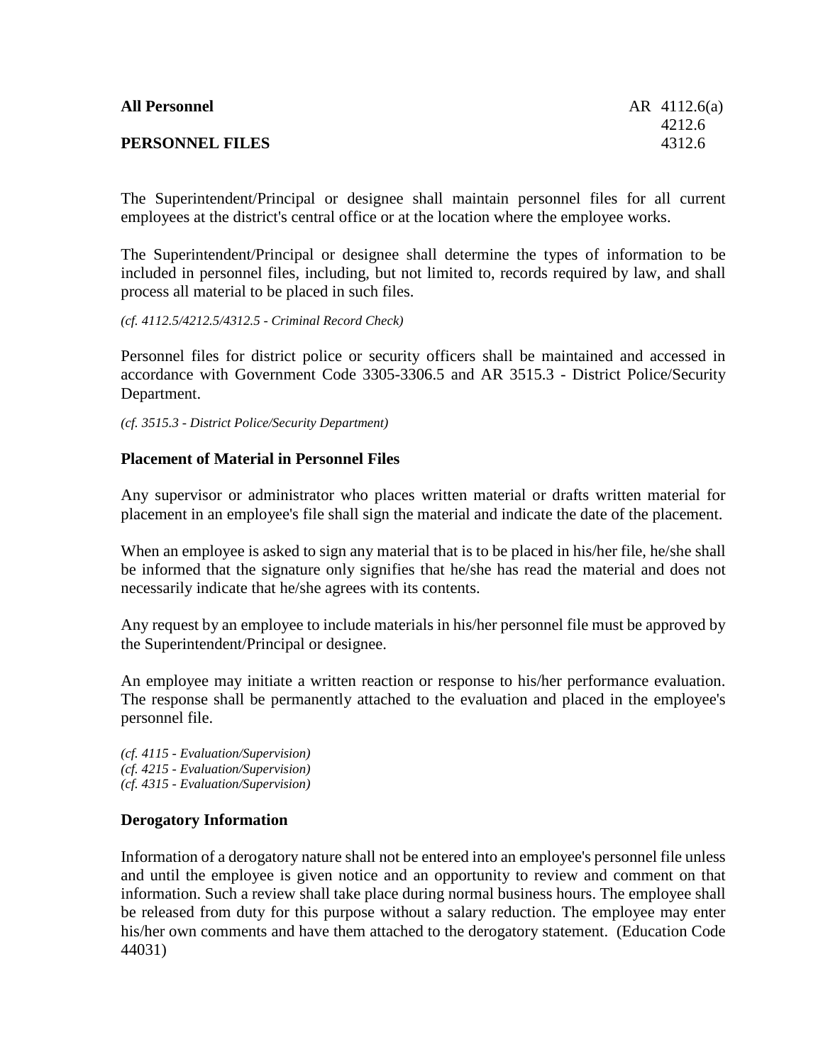**All Personnel** AR 4112.6(a)
4212.6
**PERSONNEL FILES** 4312.6

The Superintendent/Principal or designee shall maintain personnel files for all current employees at the district's central office or at the location where the employee works.

The Superintendent/Principal or designee shall determine the types of information to be included in personnel files, including, but not limited to, records required by law, and shall process all material to be placed in such files.

*(cf. 4112.5/4212.5/4312.5 - Criminal Record Check)*

Personnel files for district police or security officers shall be maintained and accessed in accordance with Government Code 3305-3306.5 and AR 3515.3 - District Police/Security Department.

*(cf. 3515.3 - District Police/Security Department)*

### Placement of Material in Personnel Files

Any supervisor or administrator who places written material or drafts written material for placement in an employee's file shall sign the material and indicate the date of the placement.

When an employee is asked to sign any material that is to be placed in his/her file, he/she shall be informed that the signature only signifies that he/she has read the material and does not necessarily indicate that he/she agrees with its contents.

Any request by an employee to include materials in his/her personnel file must be approved by the Superintendent/Principal or designee.

An employee may initiate a written reaction or response to his/her performance evaluation. The response shall be permanently attached to the evaluation and placed in the employee's personnel file.

*(cf. 4115 - Evaluation/Supervision)*
*(cf. 4215 - Evaluation/Supervision)*
*(cf. 4315 - Evaluation/Supervision)*

### Derogatory Information

Information of a derogatory nature shall not be entered into an employee's personnel file unless and until the employee is given notice and an opportunity to review and comment on that information. Such a review shall take place during normal business hours. The employee shall be released from duty for this purpose without a salary reduction. The employee may enter his/her own comments and have them attached to the derogatory statement. (Education Code 44031)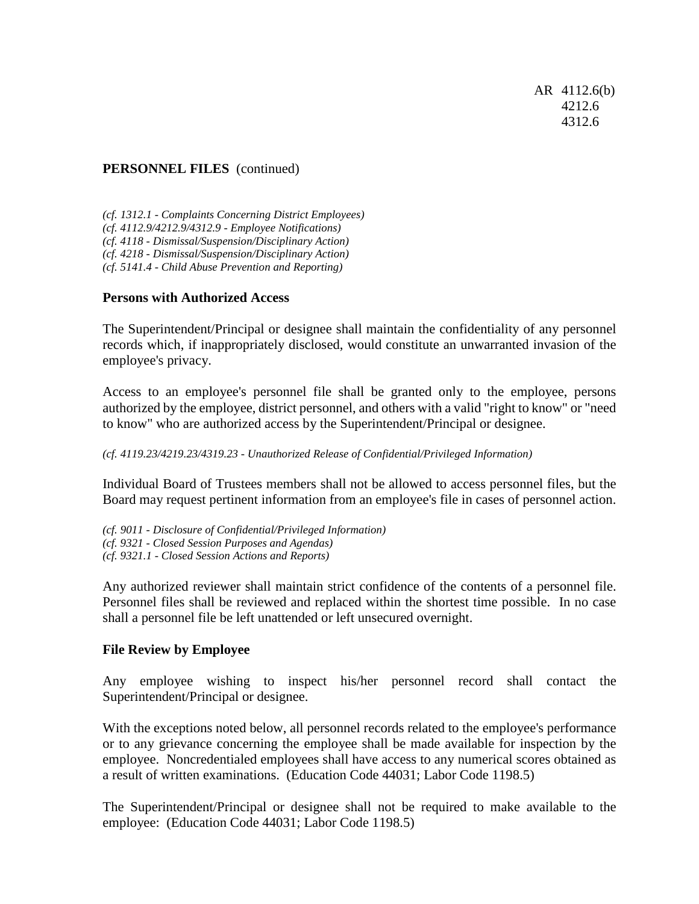*(cf. 1312.1 - Complaints Concerning District Employees)*
*(cf. 4112.9/4212.9/4312.9 - Employee Notifications)*
*(cf. 4118 - Dismissal/Suspension/Disciplinary Action)*
*(cf. 4218 - Dismissal/Suspension/Disciplinary Action)*
*(cf. 5141.4 - Child Abuse Prevention and Reporting)*

**Persons with Authorized Access**

The Superintendent/Principal or designee shall maintain the confidentiality of any personnel records which, if inappropriately disclosed, would constitute an unwarranted invasion of the employee's privacy.

Access to an employee's personnel file shall be granted only to the employee, persons authorized by the employee, district personnel, and others with a valid "right to know" or "need to know" who are authorized access by the Superintendent/Principal or designee.

*(cf. 4119.23/4219.23/4319.23 - Unauthorized Release of Confidential/Privileged Information)*

Individual Board of Trustees members shall not be allowed to access personnel files, but the Board may request pertinent information from an employee's file in cases of personnel action.

*(cf. 9011 - Disclosure of Confidential/Privileged Information)*
*(cf. 9321 - Closed Session Purposes and Agendas)*
*(cf. 9321.1 - Closed Session Actions and Reports)*

Any authorized reviewer shall maintain strict confidence of the contents of a personnel file. Personnel files shall be reviewed and replaced within the shortest time possible. In no case shall a personnel file be left unattended or left unsecured overnight.

**File Review by Employee**

Any employee wishing to inspect his/her personnel record shall contact the Superintendent/Principal or designee.

With the exceptions noted below, all personnel records related to the employee's performance or to any grievance concerning the employee shall be made available for inspection by the employee. Noncredentialed employees shall have access to any numerical scores obtained as a result of written examinations. (Education Code 44031; Labor Code 1198.5)

The Superintendent/Principal or designee shall not be required to make available to the employee: (Education Code 44031; Labor Code 1198.5)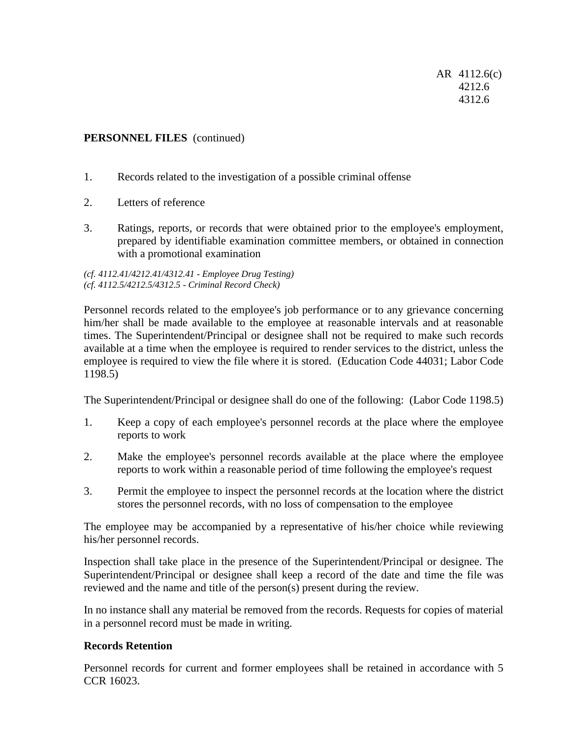**PERSONNEL FILES** (continued)

1. Records related to the investigation of a possible criminal offense
2. Letters of reference
3. Ratings, reports, or records that were obtained prior to the employee's employment, prepared by identifiable examination committee members, or obtained in connection with a promotional examination

*(cf. 4112.41/4212.41/4312.41 - Employee Drug Testing)*
*(cf. 4112.5/4212.5/4312.5 - Criminal Record Check)*

Personnel records related to the employee's job performance or to any grievance concerning him/her shall be made available to the employee at reasonable intervals and at reasonable times. The Superintendent/Principal or designee shall not be required to make such records available at a time when the employee is required to render services to the district, unless the employee is required to view the file where it is stored. (Education Code 44031; Labor Code 1198.5)

The Superintendent/Principal or designee shall do one of the following: (Labor Code 1198.5)

1. Keep a copy of each employee's personnel records at the place where the employee reports to work
2. Make the employee's personnel records available at the place where the employee reports to work within a reasonable period of time following the employee's request
3. Permit the employee to inspect the personnel records at the location where the district stores the personnel records, with no loss of compensation to the employee

The employee may be accompanied by a representative of his/her choice while reviewing his/her personnel records.

Inspection shall take place in the presence of the Superintendent/Principal or designee. The Superintendent/Principal or designee shall keep a record of the date and time the file was reviewed and the name and title of the person(s) present during the review.

In no instance shall any material be removed from the records. Requests for copies of material in a personnel record must be made in writing.

**Records Retention**

Personnel records for current and former employees shall be retained in accordance with 5 CCR 16023.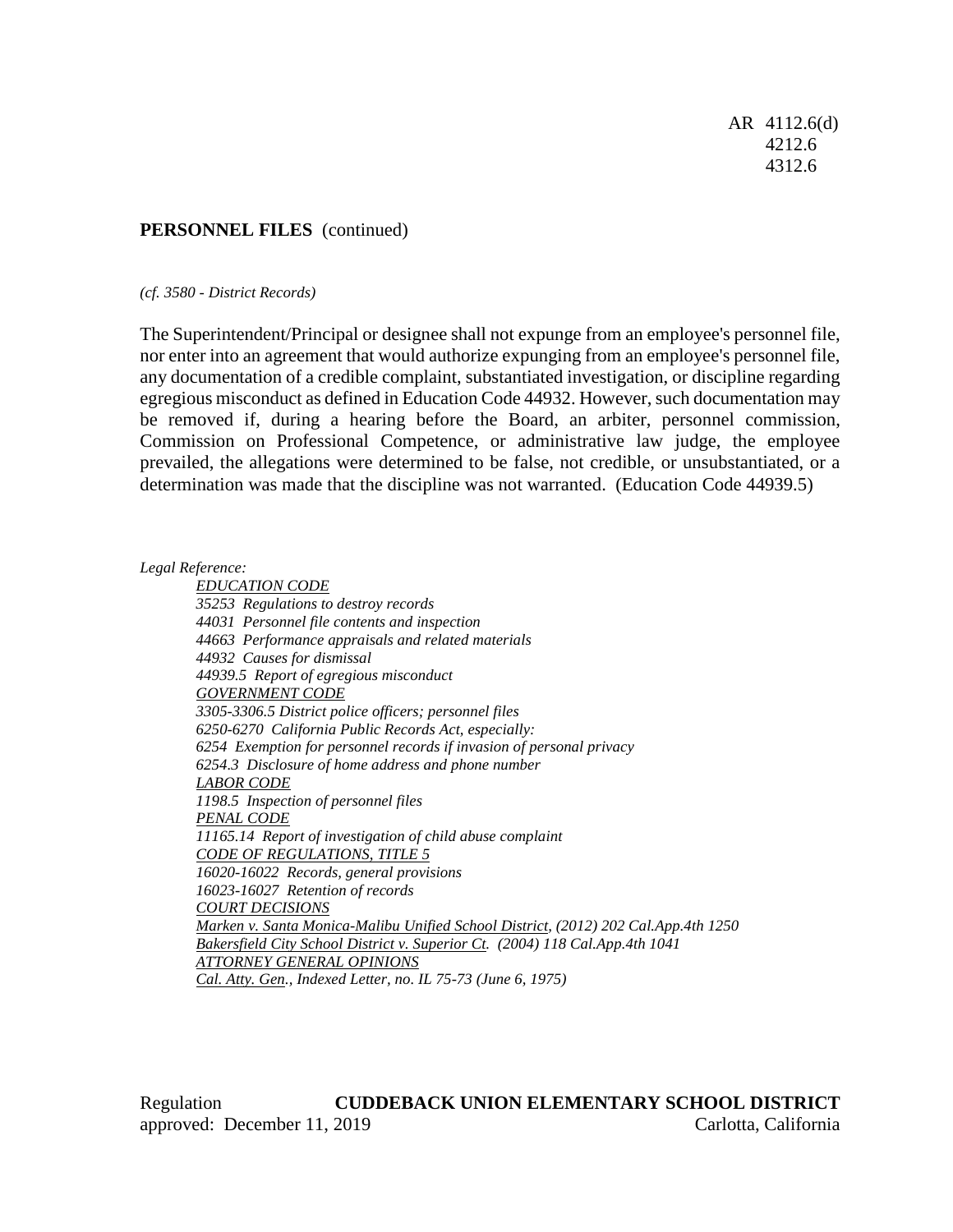*(cf. 3580 - District Records)*

The Superintendent/Principal or designee shall not expunge from an employee's personnel file, nor enter into an agreement that would authorize expunging from an employee's personnel file, any documentation of a credible complaint, substantiated investigation, or discipline regarding egregious misconduct as defined in Education Code 44932. However, such documentation may be removed if, during a hearing before the Board, an arbiter, personnel commission, Commission on Professional Competence, or administrative law judge, the employee prevailed, the allegations were determined to be false, not credible, or unsubstantiated, or a determination was made that the discipline was not warranted. (Education Code 44939.5)

*Legal Reference:*

*EDUCATION CODE*
*35253 Regulations to destroy records*
*44031 Personnel file contents and inspection*
*44663 Performance appraisals and related materials*
*44932 Causes for dismissal*
*44939.5 Report of egregious misconduct*
*GOVERNMENT CODE*
*3305-3306.5 District police officers; personnel files*
*6250-6270 California Public Records Act, especially:*
*6254 Exemption for personnel records if invasion of personal privacy*
*6254.3 Disclosure of home address and phone number*
*LABOR CODE*
*1198.5 Inspection of personnel files*
*PENAL CODE*
*11165.14 Report of investigation of child abuse complaint*
*CODE OF REGULATIONS, TITLE 5*
*16020-16022 Records, general provisions*
*16023-16027 Retention of records*
*COURT DECISIONS*
*Marken v. Santa Monica-Malibu Unified School District, (2012) 202 Cal.App.4th 1250*
*Bakersfield City School District v. Superior Ct. (2004) 118 Cal.App.4th 1041*
*ATTORNEY GENERAL OPINIONS*
*Cal. Atty. Gen., Indexed Letter, no. IL 75-73 (June 6, 1975)*

Regulation approved: December 11, 2019

**CUDDEBACK UNION ELEMENTARY SCHOOL DISTRICT**
Carlotta, California